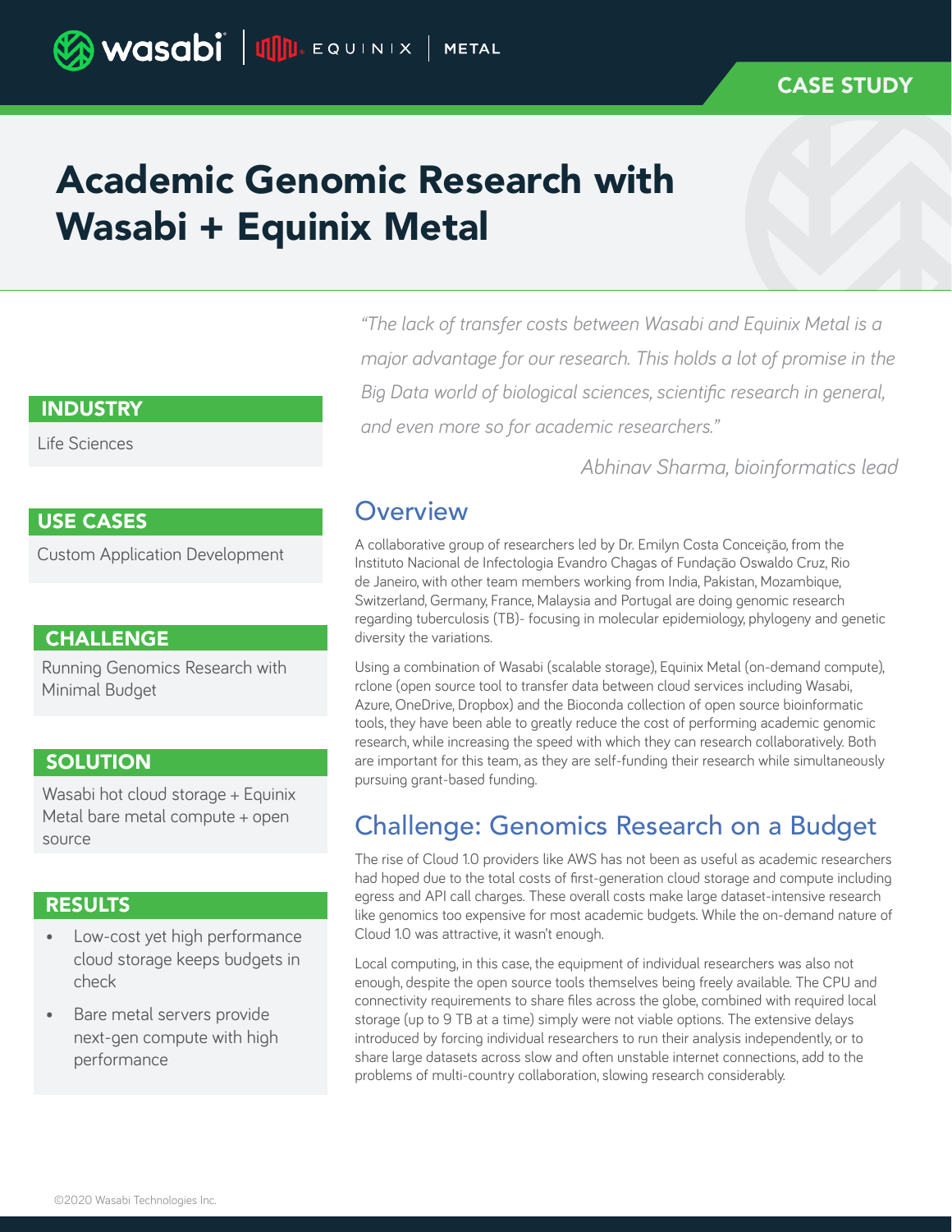CASE STUDY

# Academic Genomic Research with Wasabi + Equinix Metal

## INDUSTRY

Life Sciences

## USE CASES

Custom Application Development

## CHALLENGE

Running Genomics Research with Minimal Budget

## SOLUTION

Wasabi hot cloud storage + Equinix Metal bare metal compute + open source

## RESULTS

- Low-cost yet high performance cloud storage keeps budgets in check
- Bare metal servers provide next-gen compute with high performance

*"The lack of transfer costs between Wasabi and Equinix Metal is a major advantage for our research. This holds a lot of promise in the Big Data world of biological sciences, scientific research in general, and even more so for academic researchers."*

*Abhinav Sharma, bioinformatics lead*

## Overview

A collaborative group of researchers led by Dr. Emilyn Costa Conceição, from the Instituto Nacional de Infectologia Evandro Chagas of Fundação Oswaldo Cruz, Rio de Janeiro, with other team members working from India, Pakistan, Mozambique, Switzerland, Germany, France, Malaysia and Portugal are doing genomic research regarding tuberculosis (TB)- focusing in molecular epidemiology, phylogeny and genetic diversity the variations.

Using a combination of Wasabi (scalable storage), Equinix Metal (on-demand compute), rclone (open source tool to transfer data between cloud services including Wasabi, Azure, OneDrive, Dropbox) and the Bioconda collection of open source bioinformatic tools, they have been able to greatly reduce the cost of performing academic genomic research, while increasing the speed with which they can research collaboratively. Both are important for this team, as they are self-funding their research while simultaneously pursuing grant-based funding.

## Challenge: Genomics Research on a Budget

The rise of Cloud 1.0 providers like AWS has not been as useful as academic researchers had hoped due to the total costs of first-generation cloud storage and compute including egress and API call charges. These overall costs make large dataset-intensive research like genomics too expensive for most academic budgets. While the on-demand nature of Cloud 1.0 was attractive, it wasn't enough.

Local computing, in this case, the equipment of individual researchers was also not enough, despite the open source tools themselves being freely available. The CPU and connectivity requirements to share files across the globe, combined with required local storage (up to 9 TB at a time) simply were not viable options. The extensive delays introduced by forcing individual researchers to run their analysis independently, or to share large datasets across slow and often unstable internet connections, add to the problems of multi-country collaboration, slowing research considerably.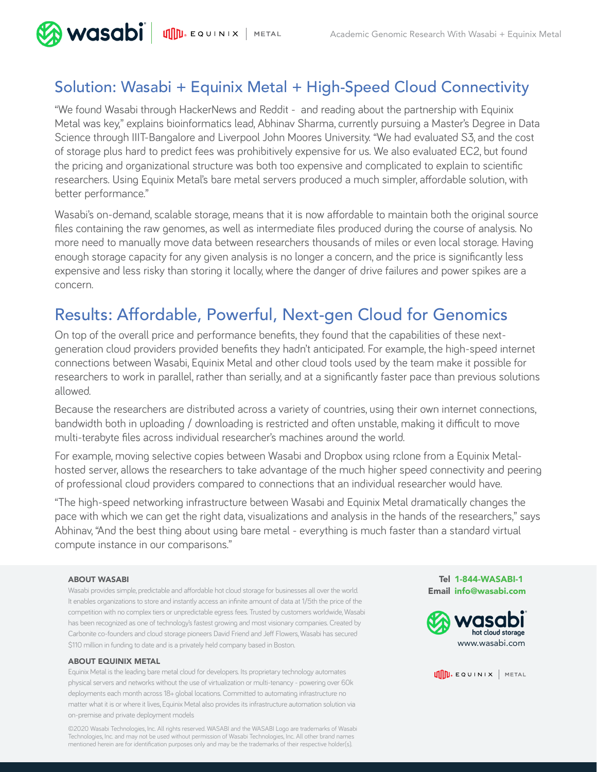## Solution: Wasabi + Equinix Metal + High-Speed Cloud Connectivity

"We found Wasabi through HackerNews and Reddit - and reading about the partnership with Equinix Metal was key," explains bioinformatics lead, Abhinav Sharma, currently pursuing a Master's Degree in Data Science through IIIT-Bangalore and Liverpool John Moores University. "We had evaluated S3, and the cost of storage plus hard to predict fees was prohibitively expensive for us. We also evaluated EC2, but found the pricing and organizational structure was both too expensive and complicated to explain to scientific researchers. Using Equinix Metal's bare metal servers produced a much simpler, affordable solution, with better performance."

Wasabi's on-demand, scalable storage, means that it is now affordable to maintain both the original source files containing the raw genomes, as well as intermediate files produced during the course of analysis. No more need to manually move data between researchers thousands of miles or even local storage. Having enough storage capacity for any given analysis is no longer a concern, and the price is significantly less expensive and less risky than storing it locally, where the danger of drive failures and power spikes are a concern.

## Results: Affordable, Powerful, Next-gen Cloud for Genomics

On top of the overall price and performance benefits, they found that the capabilities of these next-generation cloud providers provided benefits they hadn't anticipated. For example, the high-speed internet connections between Wasabi, Equinix Metal and other cloud tools used by the team make it possible for researchers to work in parallel, rather than serially, and at a significantly faster pace than previous solutions allowed.

Because the researchers are distributed across a variety of countries, using their own internet connections, bandwidth both in uploading / downloading is restricted and often unstable, making it difficult to move multi-terabyte files across individual researcher's machines around the world.

For example, moving selective copies between Wasabi and Dropbox using rclone from a Equinix Metal-hosted server, allows the researchers to take advantage of the much higher speed connectivity and peering of professional cloud providers compared to connections that an individual researcher would have.

"The high-speed networking infrastructure between Wasabi and Equinix Metal dramatically changes the pace with which we can get the right data, visualizations and analysis in the hands of the researchers," says Abhinav, "And the best thing about using bare metal - everything is much faster than a standard virtual compute instance in our comparisons."

**ABOUT WASABI**

Wasabi provides simple, predictable and affordable hot cloud storage for businesses all over the world. It enables organizations to store and instantly access an infinite amount of data at 1/5th the price of the competition with no complex tiers or unpredictable egress fees. Trusted by customers worldwide, Wasabi has been recognized as one of technology's fastest growing and most visionary companies. Created by Carbonite co-founders and cloud storage pioneers David Friend and Jeff Flowers, Wasabi has secured $110 million in funding to date and is a privately held company based in Boston.

**ABOUT EQUINIX METAL**

Equinix Metal is the leading bare metal cloud for developers. Its proprietary technology automates physical servers and networks without the use of virtualization or multi-tenancy - powering over 60k deployments each month across 18+ global locations. Committed to automating infrastructure no matter what it is or where it lives, Equinix Metal also provides its infrastructure automation solution via on-premise and private deployment models

©2020 Wasabi Technologies, Inc. All rights reserved. WASABI and the WASABI Logo are trademarks of Wasabi Technologies, Inc. and may not be used without permission of Wasabi Technologies, Inc. All other brand names mentioned herein are for identification purposes only and may be the trademarks of their respective holder(s).

**Tel** 1-844-WASABI-1
**Email** info@wasabi.com

wasabi hot cloud storage
www.wasabi.com

EQUINIX | METAL